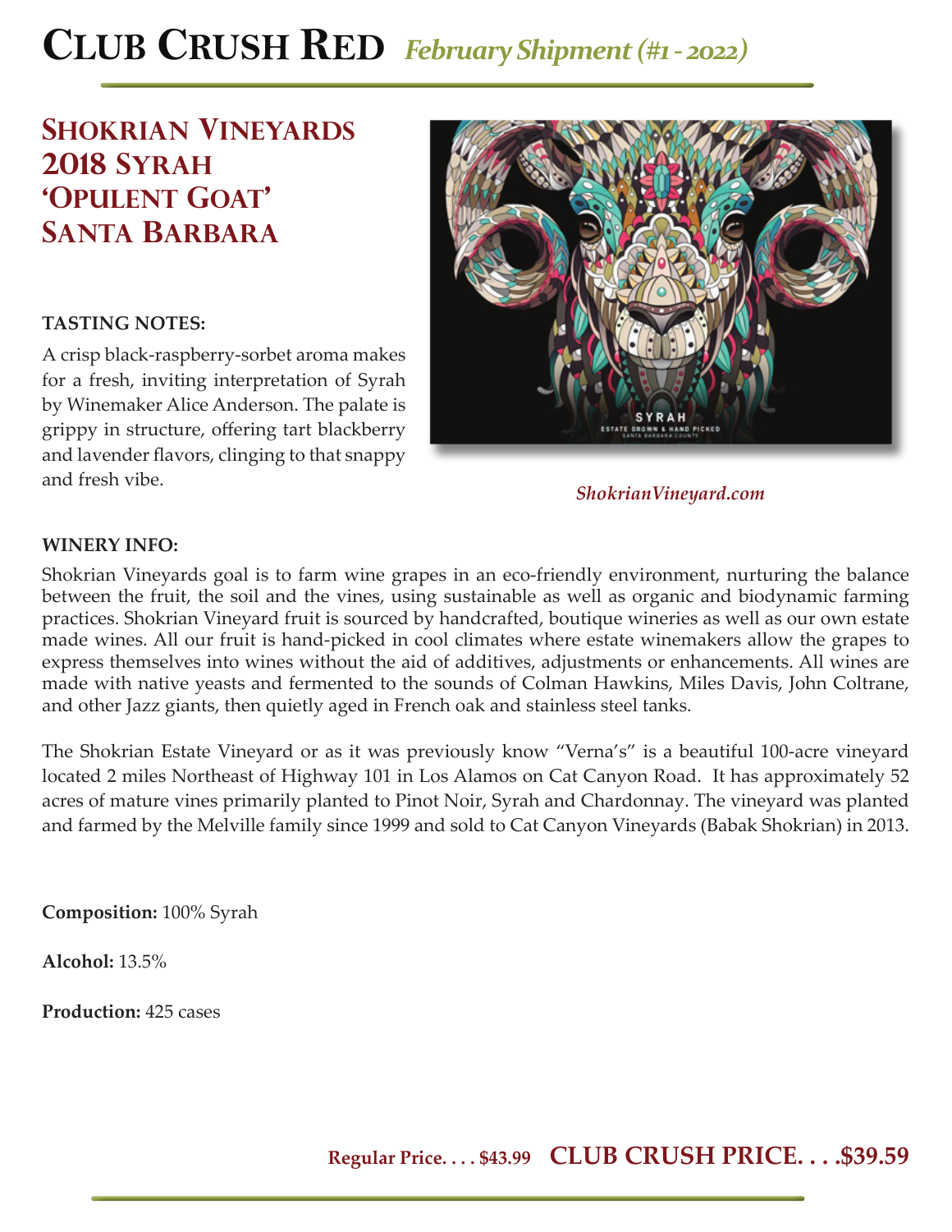# Club Crush Red *February Shipment (#1 - 2022)*

## Shokrian Vineyards 2018 Syrah 'Opulent Goat' Santa Barbara

**TASTING NOTES:**

A crisp black-raspberry-sorbet aroma makes for a fresh, inviting interpretation of Syrah by Winemaker Alice Anderson. The palate is grippy in structure, offering tart blackberry and lavender flavors, clinging to that snappy and fresh vibe.

*ShokrianVineyard.com*

**WINERY INFO:**

Shokrian Vineyards goal is to farm wine grapes in an eco-friendly environment, nurturing the balance between the fruit, the soil and the vines, using sustainable as well as organic and biodynamic farming practices. Shokrian Vineyard fruit is sourced by handcrafted, boutique wineries as well as our own estate made wines. All our fruit is hand-picked in cool climates where estate winemakers allow the grapes to express themselves into wines without the aid of additives, adjustments or enhancements. All wines are made with native yeasts and fermented to the sounds of Colman Hawkins, Miles Davis, John Coltrane, and other Jazz giants, then quietly aged in French oak and stainless steel tanks.

The Shokrian Estate Vineyard or as it was previously know "Verna's" is a beautiful 100-acre vineyard located 2 miles Northeast of Highway 101 in Los Alamos on Cat Canyon Road. It has approximately 52 acres of mature vines primarily planted to Pinot Noir, Syrah and Chardonnay. The vineyard was planted and farmed by the Melville family since 1999 and sold to Cat Canyon Vineyards (Babak Shokrian) in 2013.

**Composition:** 100% Syrah

**Alcohol:** 13.5%

**Production:** 425 cases

**Regular Price. . . . $43.99** **CLUB CRUSH PRICE. . . .$39.59**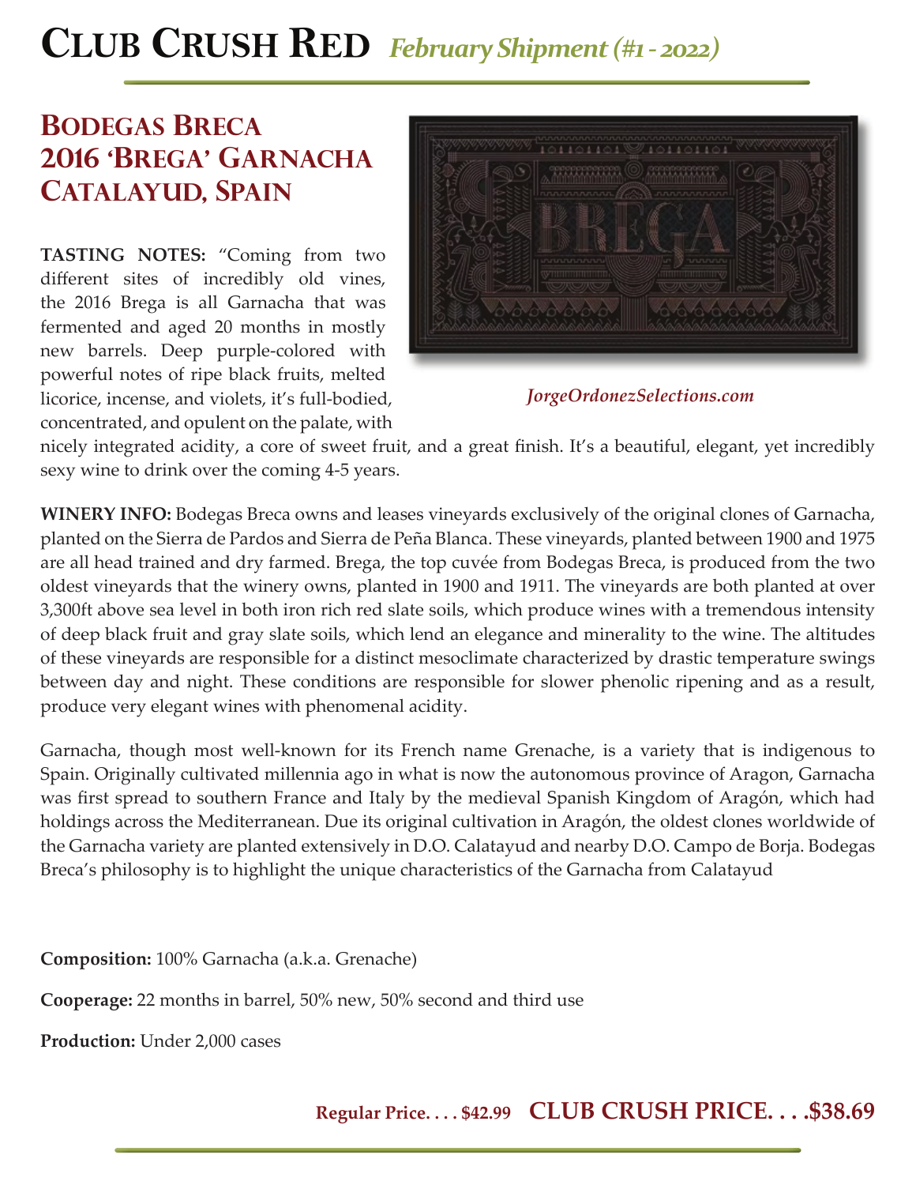# CLUB CRUSH RED *February Shipment (#1 - 2022)*

## BODEGAS BRECA 2016 'BREGA' GARNACHA CATALAYUD, SPAIN

*JorgeOrdonezSelections.com*

**TASTING NOTES:** "Coming from two different sites of incredibly old vines, the 2016 Brega is all Garnacha that was fermented and aged 20 months in mostly new barrels. Deep purple-colored with powerful notes of ripe black fruits, melted licorice, incense, and violets, it's full-bodied, concentrated, and opulent on the palate, with nicely integrated acidity, a core of sweet fruit, and a great finish. It's a beautiful, elegant, yet incredibly sexy wine to drink over the coming 4-5 years.

**WINERY INFO:** Bodegas Breca owns and leases vineyards exclusively of the original clones of Garnacha, planted on the Sierra de Pardos and Sierra de Peña Blanca. These vineyards, planted between 1900 and 1975 are all head trained and dry farmed. Brega, the top cuvée from Bodegas Breca, is produced from the two oldest vineyards that the winery owns, planted in 1900 and 1911. The vineyards are both planted at over 3,300ft above sea level in both iron rich red slate soils, which produce wines with a tremendous intensity of deep black fruit and gray slate soils, which lend an elegance and minerality to the wine. The altitudes of these vineyards are responsible for a distinct mesoclimate characterized by drastic temperature swings between day and night. These conditions are responsible for slower phenolic ripening and as a result, produce very elegant wines with phenomenal acidity.

Garnacha, though most well-known for its French name Grenache, is a variety that is indigenous to Spain. Originally cultivated millennia ago in what is now the autonomous province of Aragon, Garnacha was first spread to southern France and Italy by the medieval Spanish Kingdom of Aragón, which had holdings across the Mediterranean. Due its original cultivation in Aragón, the oldest clones worldwide of the Garnacha variety are planted extensively in D.O. Calatayud and nearby D.O. Campo de Borja. Bodegas Breca's philosophy is to highlight the unique characteristics of the Garnacha from Calatayud

**Composition:** 100% Garnacha (a.k.a. Grenache)

**Cooperage:** 22 months in barrel, 50% new, 50% second and third use

**Production:** Under 2,000 cases

**Regular Price. . . . $42.99** **CLUB CRUSH PRICE. . . .$38.69**